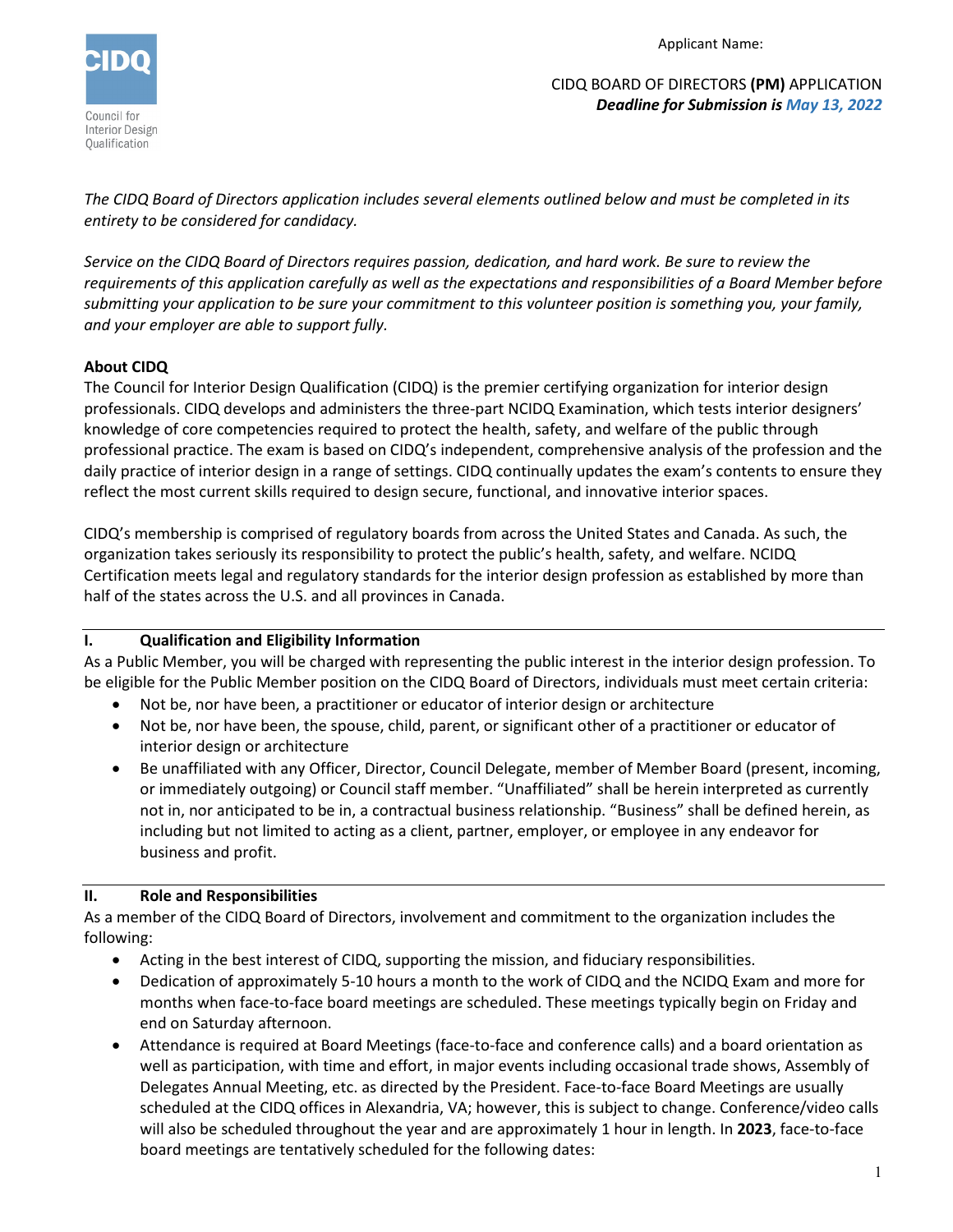Applicant Name:

CIDQ BOARD OF DIRECTORS **(PM)** APPLICATION
***Deadline for Submission is May 13, 2022***

*The CIDQ Board of Directors application includes several elements outlined below and must be completed in its entirety to be considered for candidacy.*

*Service on the CIDQ Board of Directors requires passion, dedication, and hard work. Be sure to review the requirements of this application carefully as well as the expectations and responsibilities of a Board Member before submitting your application to be sure your commitment to this volunteer position is something you, your family, and your employer are able to support fully.*

**About CIDQ**

The Council for Interior Design Qualification (CIDQ) is the premier certifying organization for interior design professionals. CIDQ develops and administers the three-part NCIDQ Examination, which tests interior designers' knowledge of core competencies required to protect the health, safety, and welfare of the public through professional practice. The exam is based on CIDQ's independent, comprehensive analysis of the profession and the daily practice of interior design in a range of settings. CIDQ continually updates the exam's contents to ensure they reflect the most current skills required to design secure, functional, and innovative interior spaces.

CIDQ's membership is comprised of regulatory boards from across the United States and Canada. As such, the organization takes seriously its responsibility to protect the public's health, safety, and welfare. NCIDQ Certification meets legal and regulatory standards for the interior design profession as established by more than half of the states across the U.S. and all provinces in Canada.

## I. Qualification and Eligibility Information

As a Public Member, you will be charged with representing the public interest in the interior design profession. To be eligible for the Public Member position on the CIDQ Board of Directors, individuals must meet certain criteria:

- Not be, nor have been, a practitioner or educator of interior design or architecture
- Not be, nor have been, the spouse, child, parent, or significant other of a practitioner or educator of interior design or architecture
- Be unaffiliated with any Officer, Director, Council Delegate, member of Member Board (present, incoming, or immediately outgoing) or Council staff member. "Unaffiliated" shall be herein interpreted as currently not in, nor anticipated to be in, a contractual business relationship. "Business" shall be defined herein, as including but not limited to acting as a client, partner, employer, or employee in any endeavor for business and profit.

## II. Role and Responsibilities

As a member of the CIDQ Board of Directors, involvement and commitment to the organization includes the following:

- Acting in the best interest of CIDQ, supporting the mission, and fiduciary responsibilities.
- Dedication of approximately 5-10 hours a month to the work of CIDQ and the NCIDQ Exam and more for months when face-to-face board meetings are scheduled. These meetings typically begin on Friday and end on Saturday afternoon.
- Attendance is required at Board Meetings (face-to-face and conference calls) and a board orientation as well as participation, with time and effort, in major events including occasional trade shows, Assembly of Delegates Annual Meeting, etc. as directed by the President. Face-to-face Board Meetings are usually scheduled at the CIDQ offices in Alexandria, VA; however, this is subject to change. Conference/video calls will also be scheduled throughout the year and are approximately 1 hour in length. In **2023**, face-to-face board meetings are tentatively scheduled for the following dates: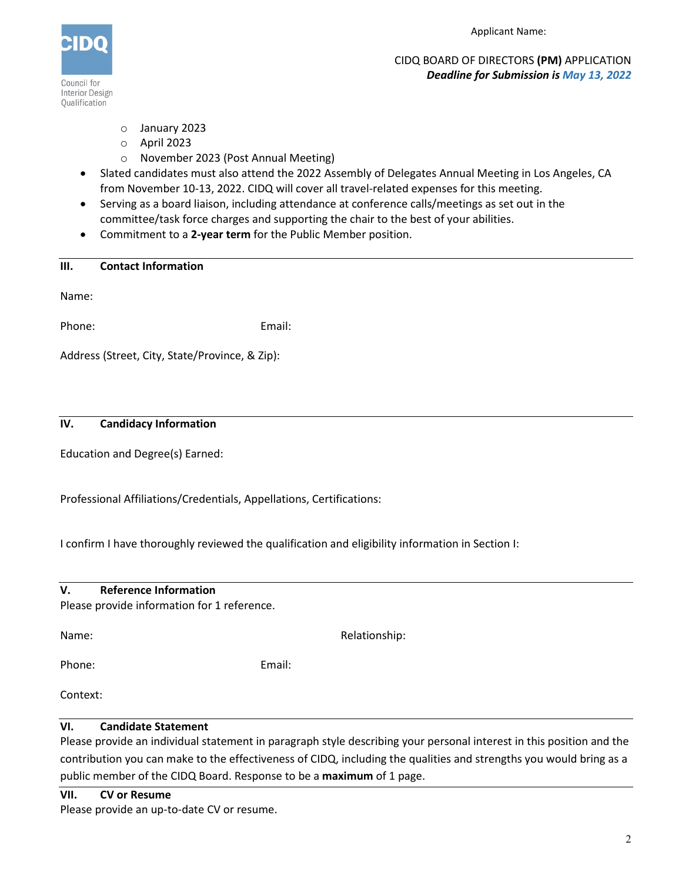- January 2023
    - April 2023
    - November 2023 (Post Annual Meeting)
- Slated candidates must also attend the 2022 Assembly of Delegates Annual Meeting in Los Angeles, CA from November 10-13, 2022. CIDQ will cover all travel-related expenses for this meeting.
- Serving as a board liaison, including attendance at conference calls/meetings as set out in the committee/task force charges and supporting the chair to the best of your abilities.
- Commitment to a **2-year term** for the Public Member position.

## III. Contact Information

Name:

Phone: Email:

Address (Street, City, State/Province, & Zip):

## IV. Candidacy Information

Education and Degree(s) Earned:

Professional Affiliations/Credentials, Appellations, Certifications:

I confirm I have thoroughly reviewed the qualification and eligibility information in Section I:

## V. Reference Information

Please provide information for 1 reference.

Name: Relationship:

Phone: Email:

Context:

## VI. Candidate Statement

Please provide an individual statement in paragraph style describing your personal interest in this position and the contribution you can make to the effectiveness of CIDQ, including the qualities and strengths you would bring as a public member of the CIDQ Board. Response to be a **maximum** of 1 page.

## VII. CV or Resume

Please provide an up-to-date CV or resume.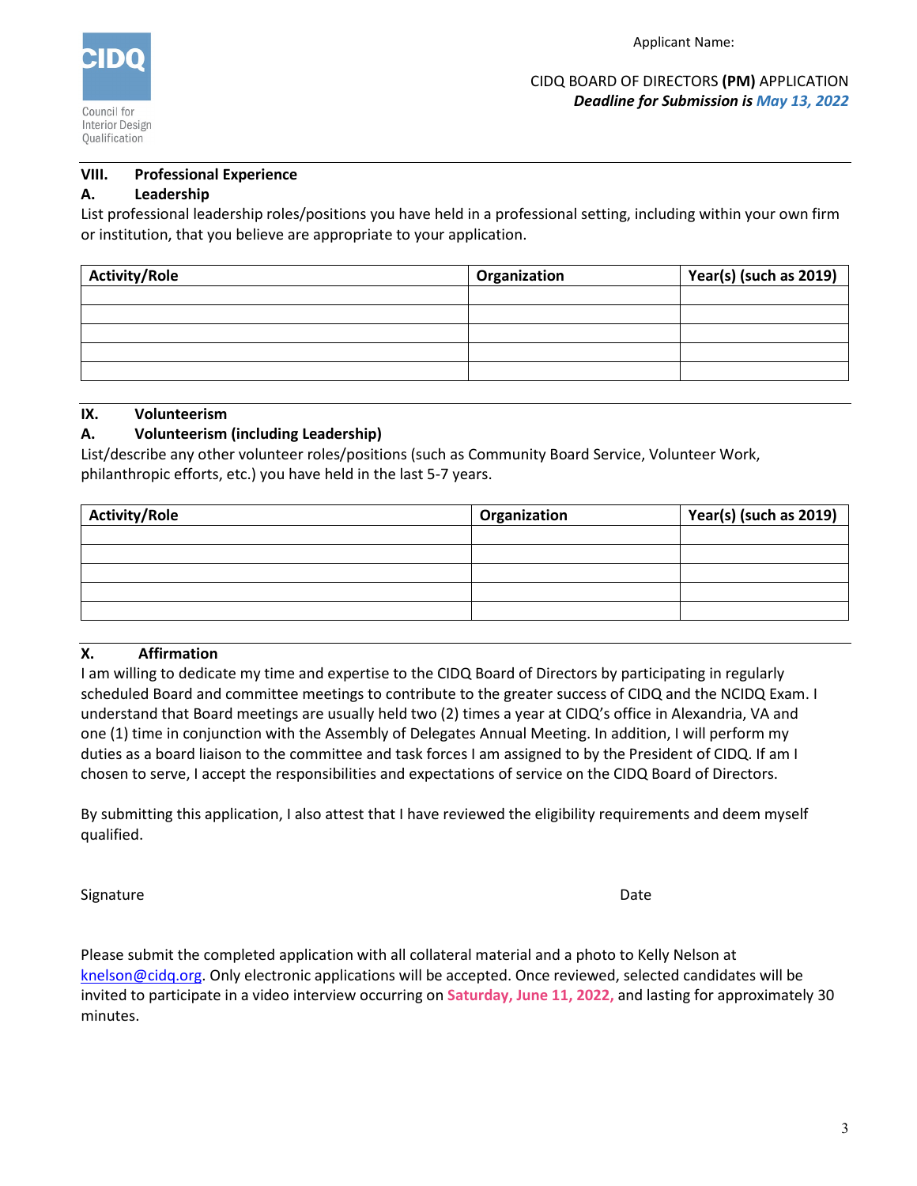Applicant Name:

CIDQ BOARD OF DIRECTORS **(PM)** APPLICATION
***Deadline for Submission is May 13, 2022***

## VIII. Professional Experience

### A. Leadership

List professional leadership roles/positions you have held in a professional setting, including within your own firm or institution, that you believe are appropriate to your application.

| Activity/Role | Organization | Year(s) (such as 2019) |
|---|---|---|
| | | |
| | | |
| | | |
| | | |
| | | |

## IX. Volunteerism

### A. Volunteerism (including Leadership)

List/describe any other volunteer roles/positions (such as Community Board Service, Volunteer Work, philanthropic efforts, etc.) you have held in the last 5-7 years.

| Activity/Role | Organization | Year(s) (such as 2019) |
|---|---|---|
| | | |
| | | |
| | | |
| | | |
| | | |

## X. Affirmation

I am willing to dedicate my time and expertise to the CIDQ Board of Directors by participating in regularly scheduled Board and committee meetings to contribute to the greater success of CIDQ and the NCIDQ Exam. I understand that Board meetings are usually held two (2) times a year at CIDQ's office in Alexandria, VA and one (1) time in conjunction with the Assembly of Delegates Annual Meeting. In addition, I will perform my duties as a board liaison to the committee and task forces I am assigned to by the President of CIDQ. If am I chosen to serve, I accept the responsibilities and expectations of service on the CIDQ Board of Directors.

By submitting this application, I also attest that I have reviewed the eligibility requirements and deem myself qualified.

Signature                                                                                     Date

Please submit the completed application with all collateral material and a photo to Kelly Nelson at knelson@cidq.org. Only electronic applications will be accepted. Once reviewed, selected candidates will be invited to participate in a video interview occurring on **Saturday, June 11, 2022,** and lasting for approximately 30 minutes.